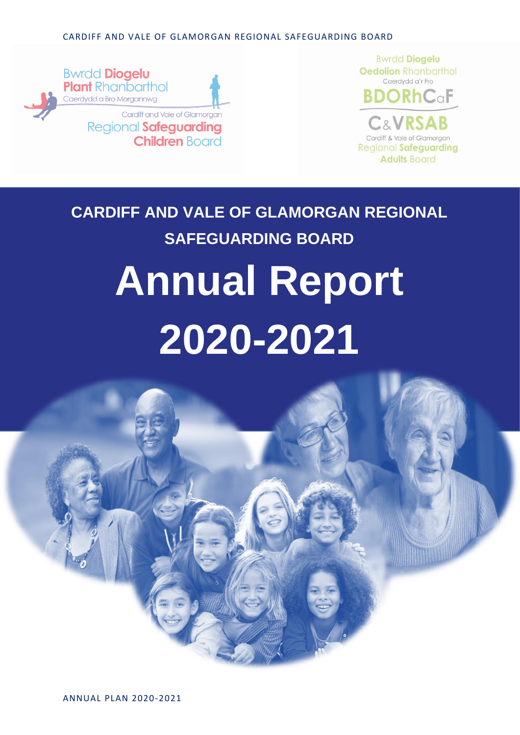CARDIFF AND VALE OF GLAMORGAN REGIONAL SAFEGUARDING BOARD

Bwrdd Diogelu Plant Rhanbarthol Caerdydd a Bro Morgannwg

Cardiff and Vale of Glamorgan Regional Safeguarding Children Board

Bwrdd Diogelu Oedolion Rhanbarthol Caerdydd a'r Fro

BDORhCaF

C&VRSAB

Cardiff & Vale of Glamorgan Regional Safeguarding Adults Board

# CARDIFF AND VALE OF GLAMORGAN REGIONAL SAFEGUARDING BOARD

# Annual Report 2020-2021

ANNUAL PLAN 2020-2021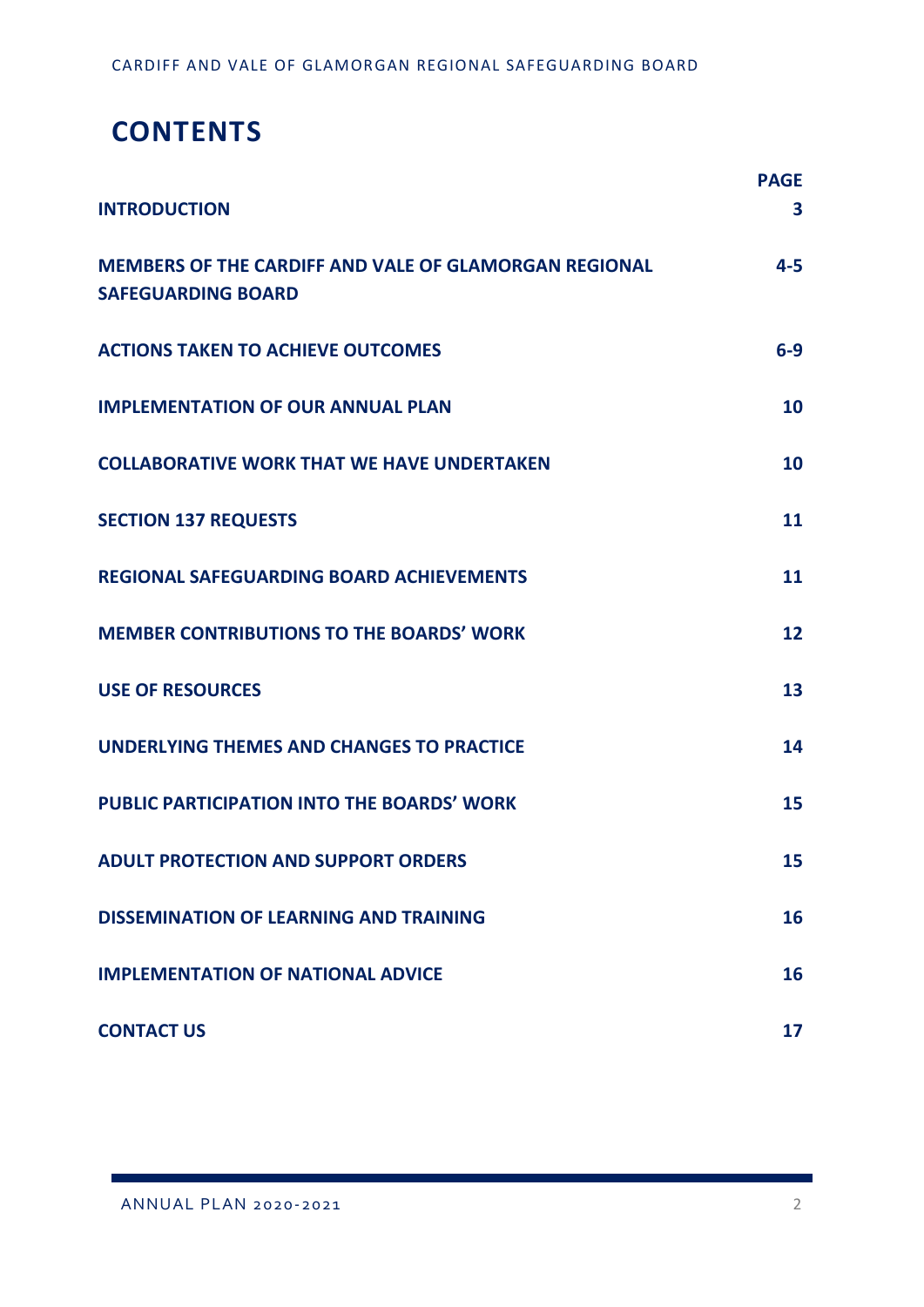# CONTENTS

| | PAGE |
|---|---|
| **INTRODUCTION** | **3** |
| **MEMBERS OF THE CARDIFF AND VALE OF GLAMORGAN REGIONAL SAFEGUARDING BOARD** | **4-5** |
| **ACTIONS TAKEN TO ACHIEVE OUTCOMES** | **6-9** |
| **IMPLEMENTATION OF OUR ANNUAL PLAN** | **10** |
| **COLLABORATIVE WORK THAT WE HAVE UNDERTAKEN** | **10** |
| **SECTION 137 REQUESTS** | **11** |
| **REGIONAL SAFEGUARDING BOARD ACHIEVEMENTS** | **11** |
| **MEMBER CONTRIBUTIONS TO THE BOARDS' WORK** | **12** |
| **USE OF RESOURCES** | **13** |
| **UNDERLYING THEMES AND CHANGES TO PRACTICE** | **14** |
| **PUBLIC PARTICIPATION INTO THE BOARDS' WORK** | **15** |
| **ADULT PROTECTION AND SUPPORT ORDERS** | **15** |
| **DISSEMINATION OF LEARNING AND TRAINING** | **16** |
| **IMPLEMENTATION OF NATIONAL ADVICE** | **16** |
| **CONTACT US** | **17** |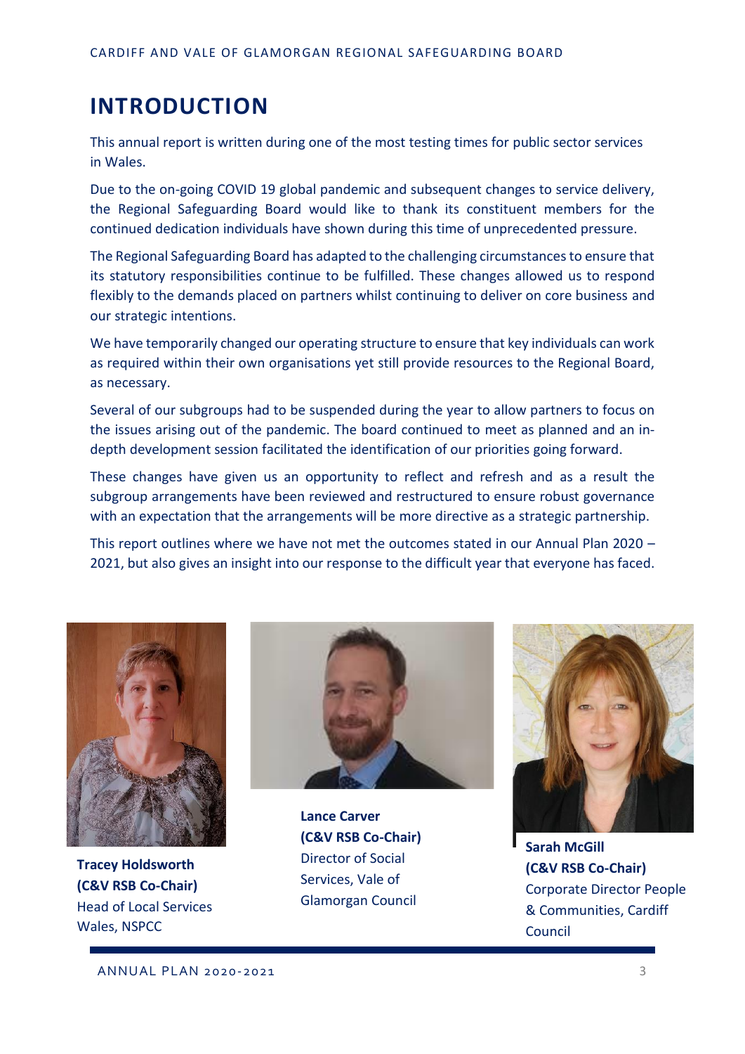# INTRODUCTION

This annual report is written during one of the most testing times for public sector services in Wales.

Due to the on-going COVID 19 global pandemic and subsequent changes to service delivery, the Regional Safeguarding Board would like to thank its constituent members for the continued dedication individuals have shown during this time of unprecedented pressure.

The Regional Safeguarding Board has adapted to the challenging circumstances to ensure that its statutory responsibilities continue to be fulfilled. These changes allowed us to respond flexibly to the demands placed on partners whilst continuing to deliver on core business and our strategic intentions.

We have temporarily changed our operating structure to ensure that key individuals can work as required within their own organisations yet still provide resources to the Regional Board, as necessary.

Several of our subgroups had to be suspended during the year to allow partners to focus on the issues arising out of the pandemic. The board continued to meet as planned and an in-depth development session facilitated the identification of our priorities going forward.

These changes have given us an opportunity to reflect and refresh and as a result the subgroup arrangements have been reviewed and restructured to ensure robust governance with an expectation that the arrangements will be more directive as a strategic partnership.

This report outlines where we have not met the outcomes stated in our Annual Plan 2020 – 2021, but also gives an insight into our response to the difficult year that everyone has faced.

**Tracey Holdsworth**
**(C&V RSB Co-Chair)**
Head of Local Services Wales, NSPCC

**Lance Carver**
**(C&V RSB Co-Chair)**
Director of Social Services, Vale of Glamorgan Council

**Sarah McGill**
**(C&V RSB Co-Chair)**
Corporate Director People & Communities, Cardiff Council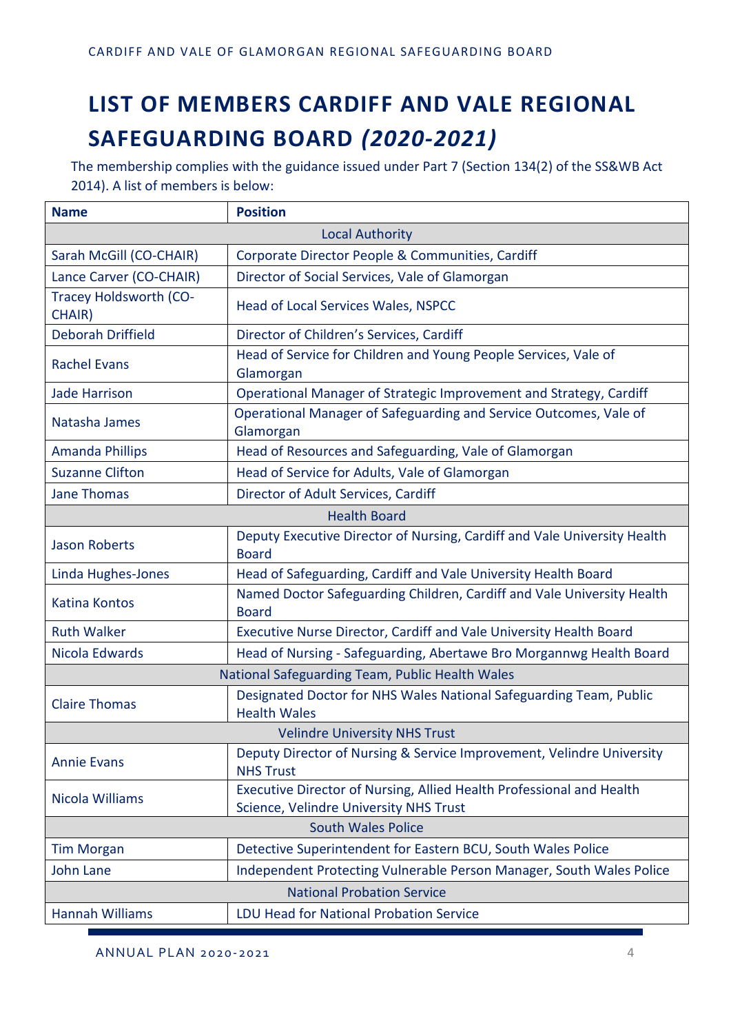# LIST OF MEMBERS CARDIFF AND VALE REGIONAL SAFEGUARDING BOARD *(2020-2021)*

The membership complies with the guidance issued under Part 7 (Section 134(2) of the SS&WB Act 2014). A list of members is below:

| **Name** | **Position** |
|---|---|
| Local Authority | |
| Sarah McGill (CO-CHAIR) | Corporate Director People & Communities, Cardiff |
| Lance Carver (CO-CHAIR) | Director of Social Services, Vale of Glamorgan |
| Tracey Holdsworth (CO-CHAIR) | Head of Local Services Wales, NSPCC |
| Deborah Driffield | Director of Children's Services, Cardiff |
| Rachel Evans | Head of Service for Children and Young People Services, Vale of Glamorgan |
| Jade Harrison | Operational Manager of Strategic Improvement and Strategy, Cardiff |
| Natasha James | Operational Manager of Safeguarding and Service Outcomes, Vale of Glamorgan |
| Amanda Phillips | Head of Resources and Safeguarding, Vale of Glamorgan |
| Suzanne Clifton | Head of Service for Adults, Vale of Glamorgan |
| Jane Thomas | Director of Adult Services, Cardiff |
| Health Board | |
| Jason Roberts | Deputy Executive Director of Nursing, Cardiff and Vale University Health Board |
| Linda Hughes-Jones | Head of Safeguarding, Cardiff and Vale University Health Board |
| Katina Kontos | Named Doctor Safeguarding Children, Cardiff and Vale University Health Board |
| Ruth Walker | Executive Nurse Director, Cardiff and Vale University Health Board |
| Nicola Edwards | Head of Nursing - Safeguarding, Abertawe Bro Morgannwg Health Board |
| National Safeguarding Team, Public Health Wales | |
| Claire Thomas | Designated Doctor for NHS Wales National Safeguarding Team, Public Health Wales |
| Velindre University NHS Trust | |
| Annie Evans | Deputy Director of Nursing & Service Improvement, Velindre University NHS Trust |
| Nicola Williams | Executive Director of Nursing, Allied Health Professional and Health Science, Velindre University NHS Trust |
| South Wales Police | |
| Tim Morgan | Detective Superintendent for Eastern BCU, South Wales Police |
| John Lane | Independent Protecting Vulnerable Person Manager, South Wales Police |
| National Probation Service | |
| Hannah Williams | LDU Head for National Probation Service |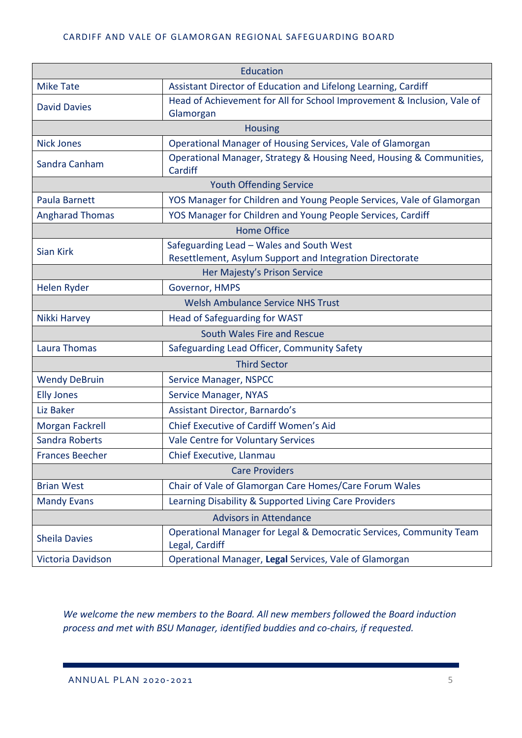| | |
|---|---|
| **Education** | |
| Mike Tate | Assistant Director of Education and Lifelong Learning, Cardiff |
| David Davies | Head of Achievement for All for School Improvement & Inclusion, Vale of Glamorgan |
| **Housing** | |
| Nick Jones | Operational Manager of Housing Services, Vale of Glamorgan |
| Sandra Canham | Operational Manager, Strategy & Housing Need, Housing & Communities, Cardiff |
| **Youth Offending Service** | |
| Paula Barnett | YOS Manager for Children and Young People Services, Vale of Glamorgan |
| Angharad Thomas | YOS Manager for Children and Young People Services, Cardiff |
| **Home Office** | |
| Sian Kirk | Safeguarding Lead – Wales and South West Resettlement, Asylum Support and Integration Directorate |
| **Her Majesty's Prison Service** | |
| Helen Ryder | Governor, HMPS |
| **Welsh Ambulance Service NHS Trust** | |
| Nikki Harvey | Head of Safeguarding for WAST |
| **South Wales Fire and Rescue** | |
| Laura Thomas | Safeguarding Lead Officer, Community Safety |
| **Third Sector** | |
| Wendy DeBruin | Service Manager, NSPCC |
| Elly Jones | Service Manager, NYAS |
| Liz Baker | Assistant Director, Barnardo's |
| Morgan Fackrell | Chief Executive of Cardiff Women's Aid |
| Sandra Roberts | Vale Centre for Voluntary Services |
| Frances Beecher | Chief Executive, Llanmau |
| **Care Providers** | |
| Brian West | Chair of Vale of Glamorgan Care Homes/Care Forum Wales |
| Mandy Evans | Learning Disability & Supported Living Care Providers |
| **Advisors in Attendance** | |
| Sheila Davies | Operational Manager for Legal & Democratic Services, Community Team Legal, Cardiff |
| Victoria Davidson | Operational Manager, **Legal** Services, Vale of Glamorgan |

*We welcome the new members to the Board. All new members followed the Board induction process and met with BSU Manager, identified buddies and co-chairs, if requested.*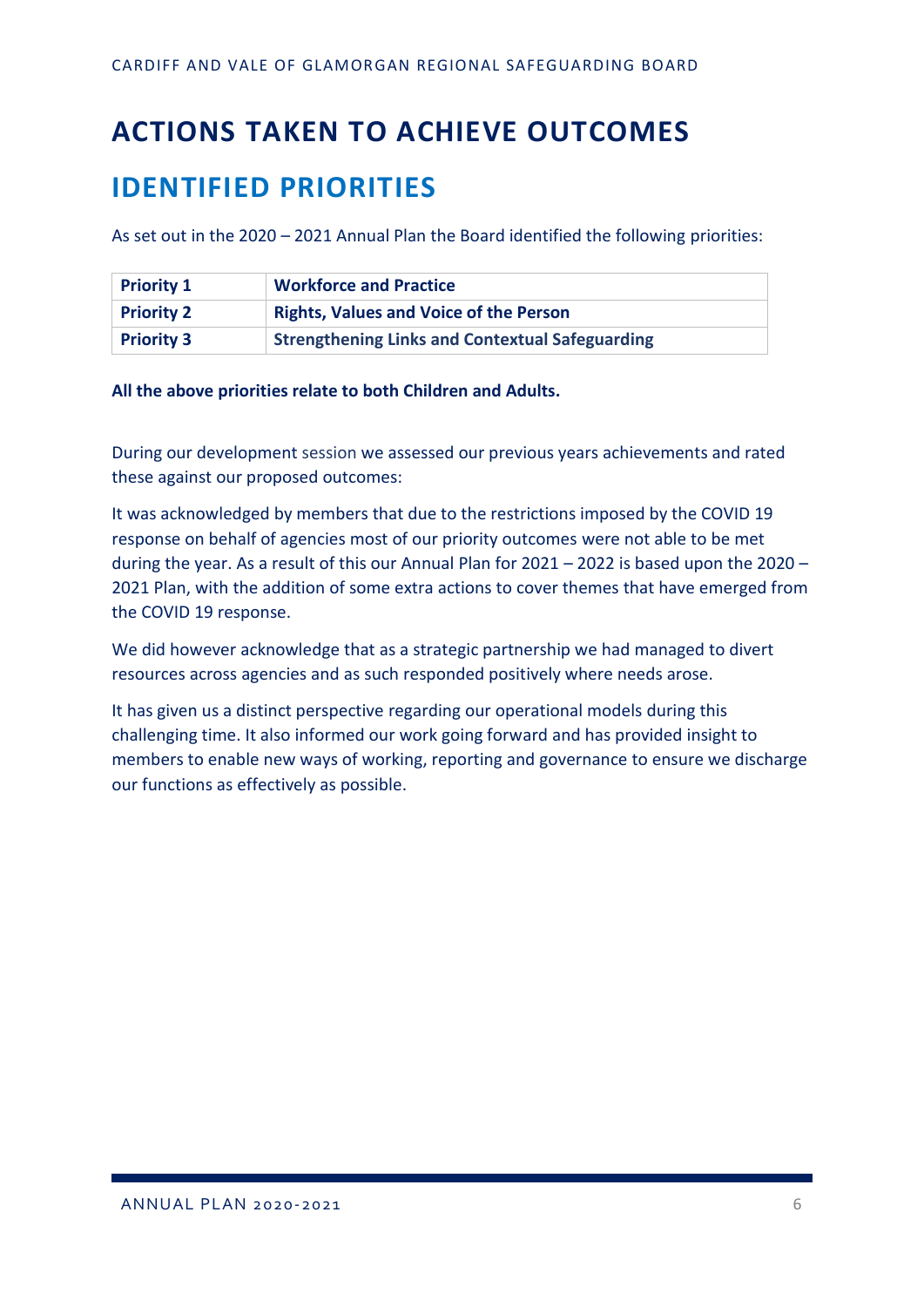# ACTIONS TAKEN TO ACHIEVE OUTCOMES

## IDENTIFIED PRIORITIES

As set out in the 2020 – 2021 Annual Plan the Board identified the following priorities:

| | |
|---|---|
| **Priority 1** | **Workforce and Practice** |
| **Priority 2** | **Rights, Values and Voice of the Person** |
| **Priority 3** | **Strengthening Links and Contextual Safeguarding** |

**All the above priorities relate to both Children and Adults.**

During our development session we assessed our previous years achievements and rated these against our proposed outcomes:

It was acknowledged by members that due to the restrictions imposed by the COVID 19 response on behalf of agencies most of our priority outcomes were not able to be met during the year. As a result of this our Annual Plan for 2021 – 2022 is based upon the 2020 – 2021 Plan, with the addition of some extra actions to cover themes that have emerged from the COVID 19 response.

We did however acknowledge that as a strategic partnership we had managed to divert resources across agencies and as such responded positively where needs arose.

It has given us a distinct perspective regarding our operational models during this challenging time. It also informed our work going forward and has provided insight to members to enable new ways of working, reporting and governance to ensure we discharge our functions as effectively as possible.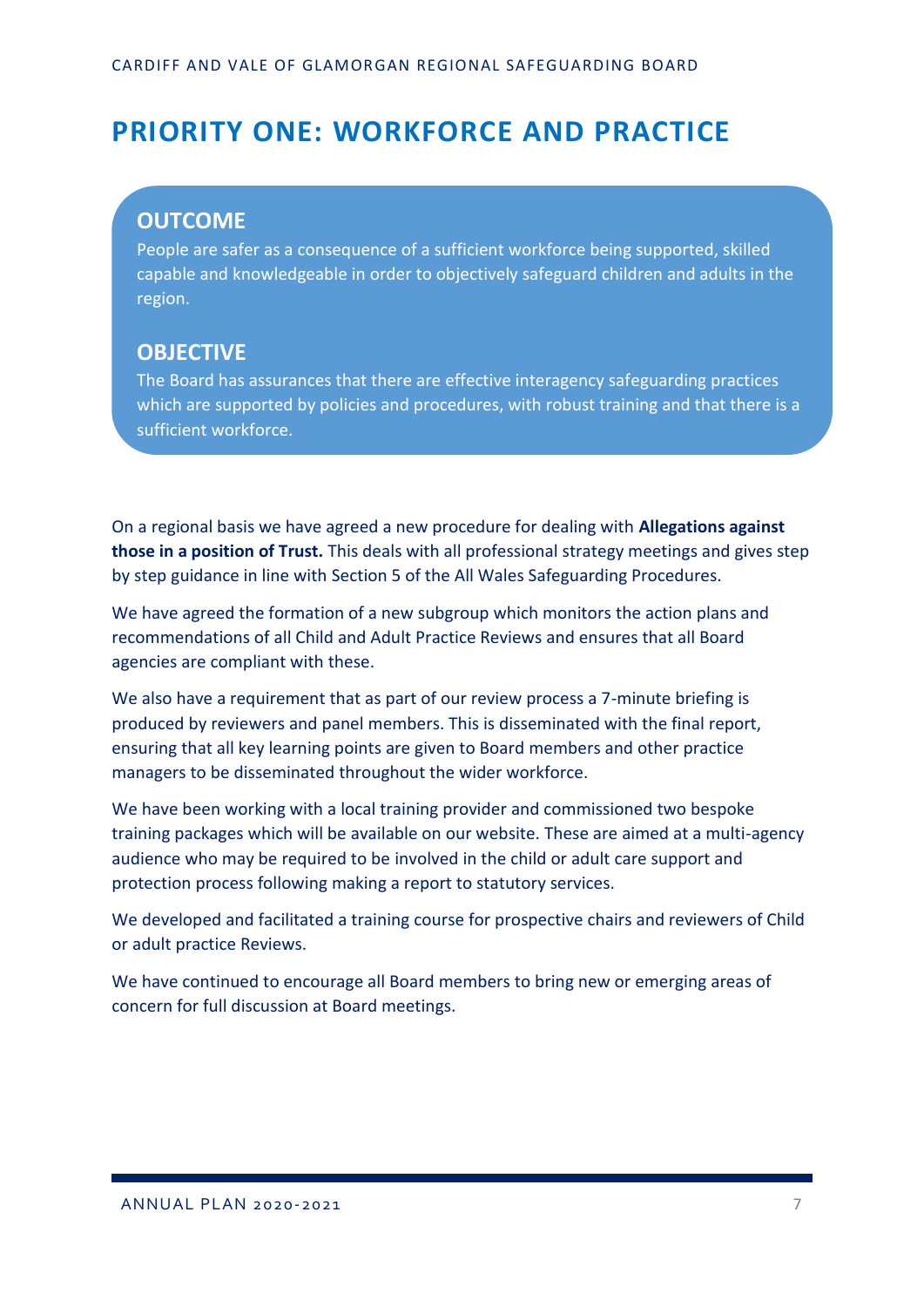# PRIORITY ONE: WORKFORCE AND PRACTICE

## OUTCOME

People are safer as a consequence of a sufficient workforce being supported, skilled capable and knowledgeable in order to objectively safeguard children and adults in the region.

## OBJECTIVE

The Board has assurances that there are effective interagency safeguarding practices which are supported by policies and procedures, with robust training and that there is a sufficient workforce.

On a regional basis we have agreed a new procedure for dealing with **Allegations against those in a position of Trust.** This deals with all professional strategy meetings and gives step by step guidance in line with Section 5 of the All Wales Safeguarding Procedures.

We have agreed the formation of a new subgroup which monitors the action plans and recommendations of all Child and Adult Practice Reviews and ensures that all Board agencies are compliant with these.

We also have a requirement that as part of our review process a 7-minute briefing is produced by reviewers and panel members. This is disseminated with the final report, ensuring that all key learning points are given to Board members and other practice managers to be disseminated throughout the wider workforce.

We have been working with a local training provider and commissioned two bespoke training packages which will be available on our website. These are aimed at a multi-agency audience who may be required to be involved in the child or adult care support and protection process following making a report to statutory services.

We developed and facilitated a training course for prospective chairs and reviewers of Child or adult practice Reviews.

We have continued to encourage all Board members to bring new or emerging areas of concern for full discussion at Board meetings.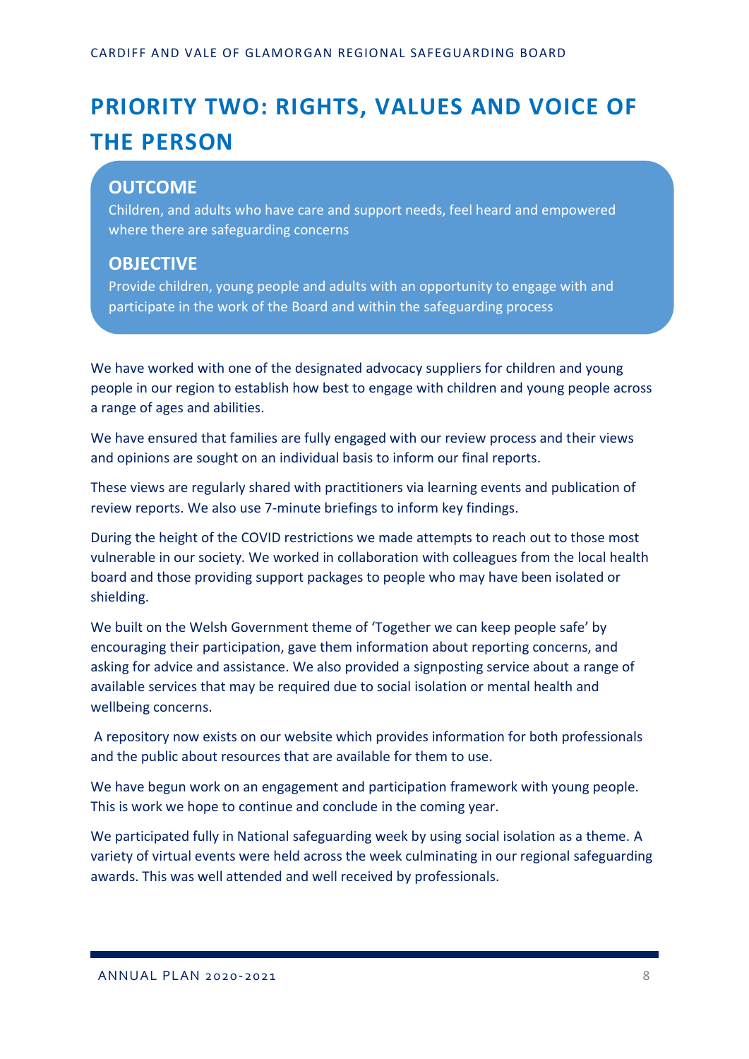# PRIORITY TWO: RIGHTS, VALUES AND VOICE OF THE PERSON

## OUTCOME

Children, and adults who have care and support needs, feel heard and empowered where there are safeguarding concerns

## OBJECTIVE

Provide children, young people and adults with an opportunity to engage with and participate in the work of the Board and within the safeguarding process

We have worked with one of the designated advocacy suppliers for children and young people in our region to establish how best to engage with children and young people across a range of ages and abilities.

We have ensured that families are fully engaged with our review process and their views and opinions are sought on an individual basis to inform our final reports.

These views are regularly shared with practitioners via learning events and publication of review reports. We also use 7-minute briefings to inform key findings.

During the height of the COVID restrictions we made attempts to reach out to those most vulnerable in our society. We worked in collaboration with colleagues from the local health board and those providing support packages to people who may have been isolated or shielding.

We built on the Welsh Government theme of 'Together we can keep people safe' by encouraging their participation, gave them information about reporting concerns, and asking for advice and assistance. We also provided a signposting service about a range of available services that may be required due to social isolation or mental health and wellbeing concerns.

A repository now exists on our website which provides information for both professionals and the public about resources that are available for them to use.

We have begun work on an engagement and participation framework with young people. This is work we hope to continue and conclude in the coming year.

We participated fully in National safeguarding week by using social isolation as a theme. A variety of virtual events were held across the week culminating in our regional safeguarding awards. This was well attended and well received by professionals.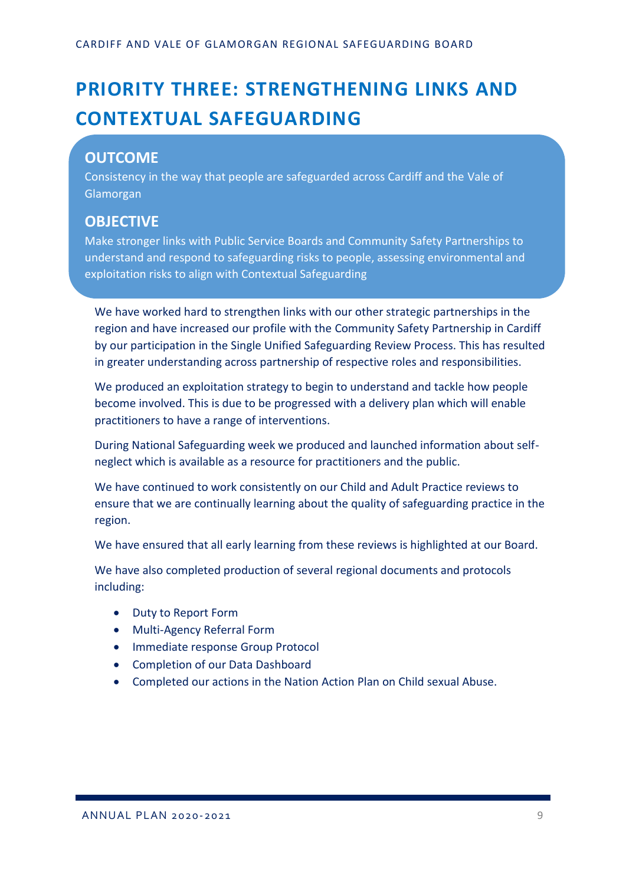# PRIORITY THREE: STRENGTHENING LINKS AND CONTEXTUAL SAFEGUARDING

## OUTCOME

Consistency in the way that people are safeguarded across Cardiff and the Vale of Glamorgan

## OBJECTIVE

Make stronger links with Public Service Boards and Community Safety Partnerships to understand and respond to safeguarding risks to people, assessing environmental and exploitation risks to align with Contextual Safeguarding

We have worked hard to strengthen links with our other strategic partnerships in the region and have increased our profile with the Community Safety Partnership in Cardiff by our participation in the Single Unified Safeguarding Review Process. This has resulted in greater understanding across partnership of respective roles and responsibilities.

We produced an exploitation strategy to begin to understand and tackle how people become involved. This is due to be progressed with a delivery plan which will enable practitioners to have a range of interventions.

During National Safeguarding week we produced and launched information about self-neglect which is available as a resource for practitioners and the public.

We have continued to work consistently on our Child and Adult Practice reviews to ensure that we are continually learning about the quality of safeguarding practice in the region.

We have ensured that all early learning from these reviews is highlighted at our Board.

We have also completed production of several regional documents and protocols including:

- Duty to Report Form
- Multi-Agency Referral Form
- Immediate response Group Protocol
- Completion of our Data Dashboard
- Completed our actions in the Nation Action Plan on Child sexual Abuse.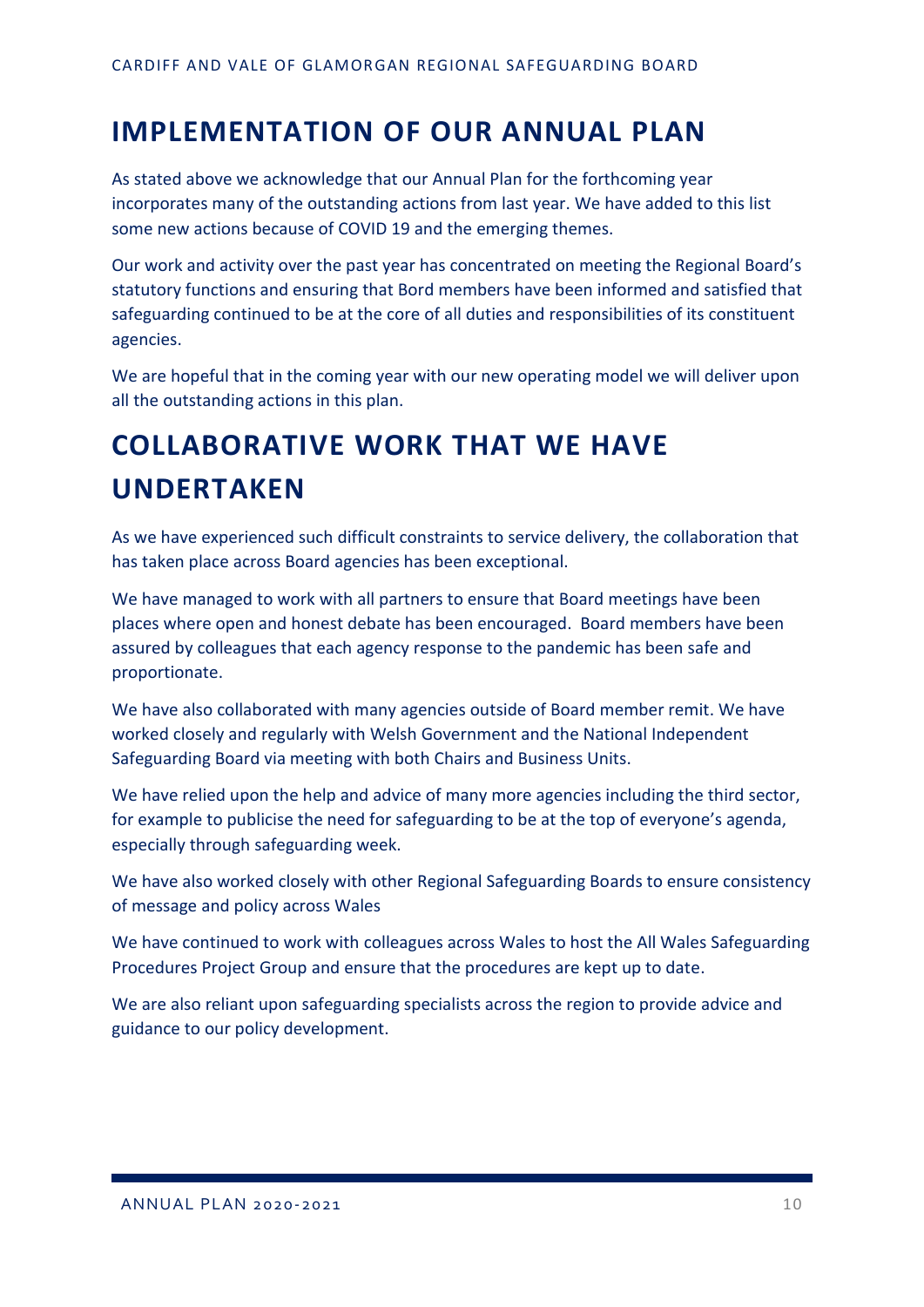## IMPLEMENTATION OF OUR ANNUAL PLAN

As stated above we acknowledge that our Annual Plan for the forthcoming year incorporates many of the outstanding actions from last year. We have added to this list some new actions because of COVID 19 and the emerging themes.

Our work and activity over the past year has concentrated on meeting the Regional Board's statutory functions and ensuring that Bord members have been informed and satisfied that safeguarding continued to be at the core of all duties and responsibilities of its constituent agencies.

We are hopeful that in the coming year with our new operating model we will deliver upon all the outstanding actions in this plan.

## COLLABORATIVE WORK THAT WE HAVE UNDERTAKEN

As we have experienced such difficult constraints to service delivery, the collaboration that has taken place across Board agencies has been exceptional.

We have managed to work with all partners to ensure that Board meetings have been places where open and honest debate has been encouraged. Board members have been assured by colleagues that each agency response to the pandemic has been safe and proportionate.

We have also collaborated with many agencies outside of Board member remit. We have worked closely and regularly with Welsh Government and the National Independent Safeguarding Board via meeting with both Chairs and Business Units.

We have relied upon the help and advice of many more agencies including the third sector, for example to publicise the need for safeguarding to be at the top of everyone's agenda, especially through safeguarding week.

We have also worked closely with other Regional Safeguarding Boards to ensure consistency of message and policy across Wales

We have continued to work with colleagues across Wales to host the All Wales Safeguarding Procedures Project Group and ensure that the procedures are kept up to date.

We are also reliant upon safeguarding specialists across the region to provide advice and guidance to our policy development.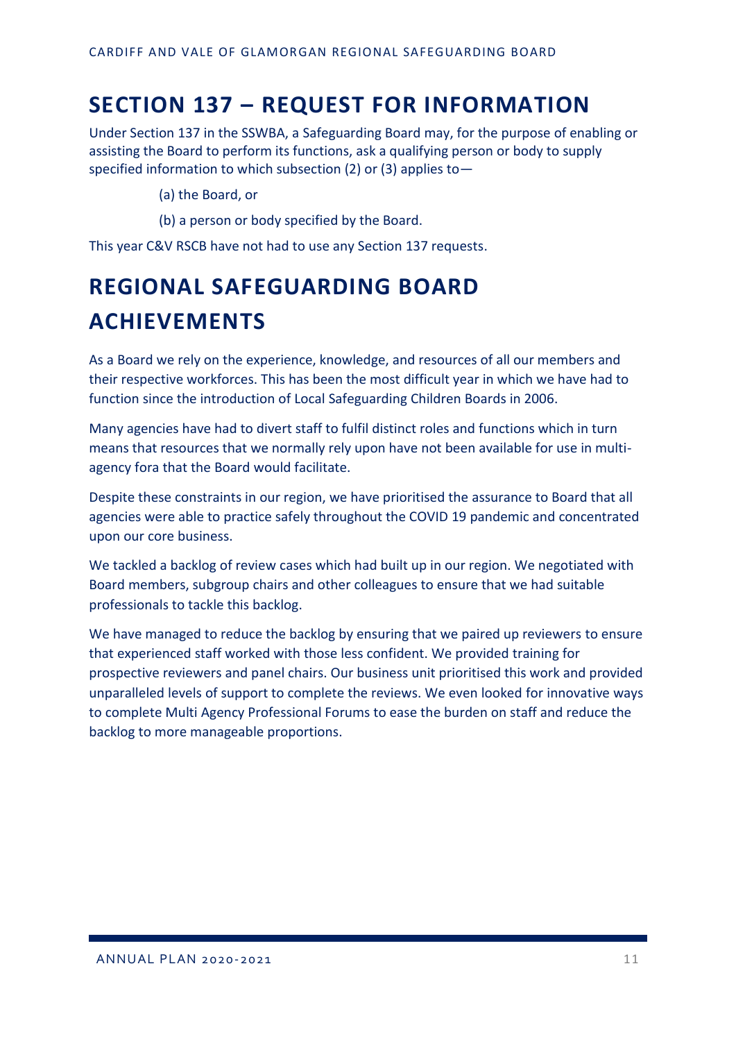## SECTION 137 – REQUEST FOR INFORMATION

Under Section 137 in the SSWBA, a Safeguarding Board may, for the purpose of enabling or assisting the Board to perform its functions, ask a qualifying person or body to supply specified information to which subsection (2) or (3) applies to—

(a) the Board, or

(b) a person or body specified by the Board.

This year C&V RSCB have not had to use any Section 137 requests.

## REGIONAL SAFEGUARDING BOARD ACHIEVEMENTS

As a Board we rely on the experience, knowledge, and resources of all our members and their respective workforces. This has been the most difficult year in which we have had to function since the introduction of Local Safeguarding Children Boards in 2006.

Many agencies have had to divert staff to fulfil distinct roles and functions which in turn means that resources that we normally rely upon have not been available for use in multi-agency fora that the Board would facilitate.

Despite these constraints in our region, we have prioritised the assurance to Board that all agencies were able to practice safely throughout the COVID 19 pandemic and concentrated upon our core business.

We tackled a backlog of review cases which had built up in our region. We negotiated with Board members, subgroup chairs and other colleagues to ensure that we had suitable professionals to tackle this backlog.

We have managed to reduce the backlog by ensuring that we paired up reviewers to ensure that experienced staff worked with those less confident. We provided training for prospective reviewers and panel chairs. Our business unit prioritised this work and provided unparalleled levels of support to complete the reviews. We even looked for innovative ways to complete Multi Agency Professional Forums to ease the burden on staff and reduce the backlog to more manageable proportions.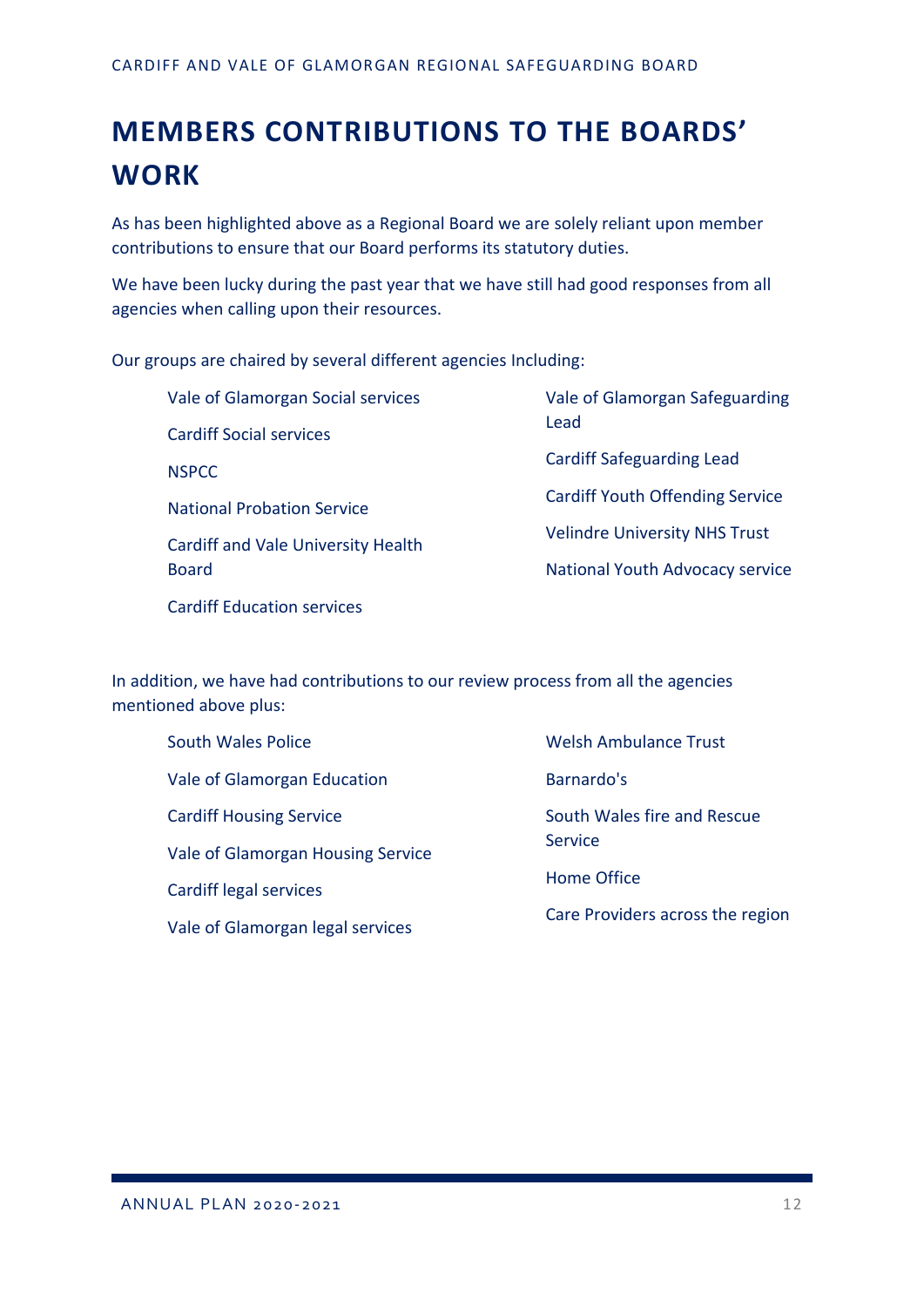# MEMBERS CONTRIBUTIONS TO THE BOARDS' WORK

As has been highlighted above as a Regional Board we are solely reliant upon member contributions to ensure that our Board performs its statutory duties.

We have been lucky during the past year that we have still had good responses from all agencies when calling upon their resources.

Our groups are chaired by several different agencies Including:

- Vale of Glamorgan Social services
- Cardiff Social services
- NSPCC
- National Probation Service
- Cardiff and Vale University Health Board
- Cardiff Education services
- Vale of Glamorgan Safeguarding Lead
- Cardiff Safeguarding Lead
- Cardiff Youth Offending Service
- Velindre University NHS Trust
- National Youth Advocacy service

In addition, we have had contributions to our review process from all the agencies mentioned above plus:

- South Wales Police
- Vale of Glamorgan Education
- Cardiff Housing Service
- Vale of Glamorgan Housing Service
- Cardiff legal services
- Vale of Glamorgan legal services
- Welsh Ambulance Trust
- Barnardo's
- South Wales fire and Rescue Service
- Home Office
- Care Providers across the region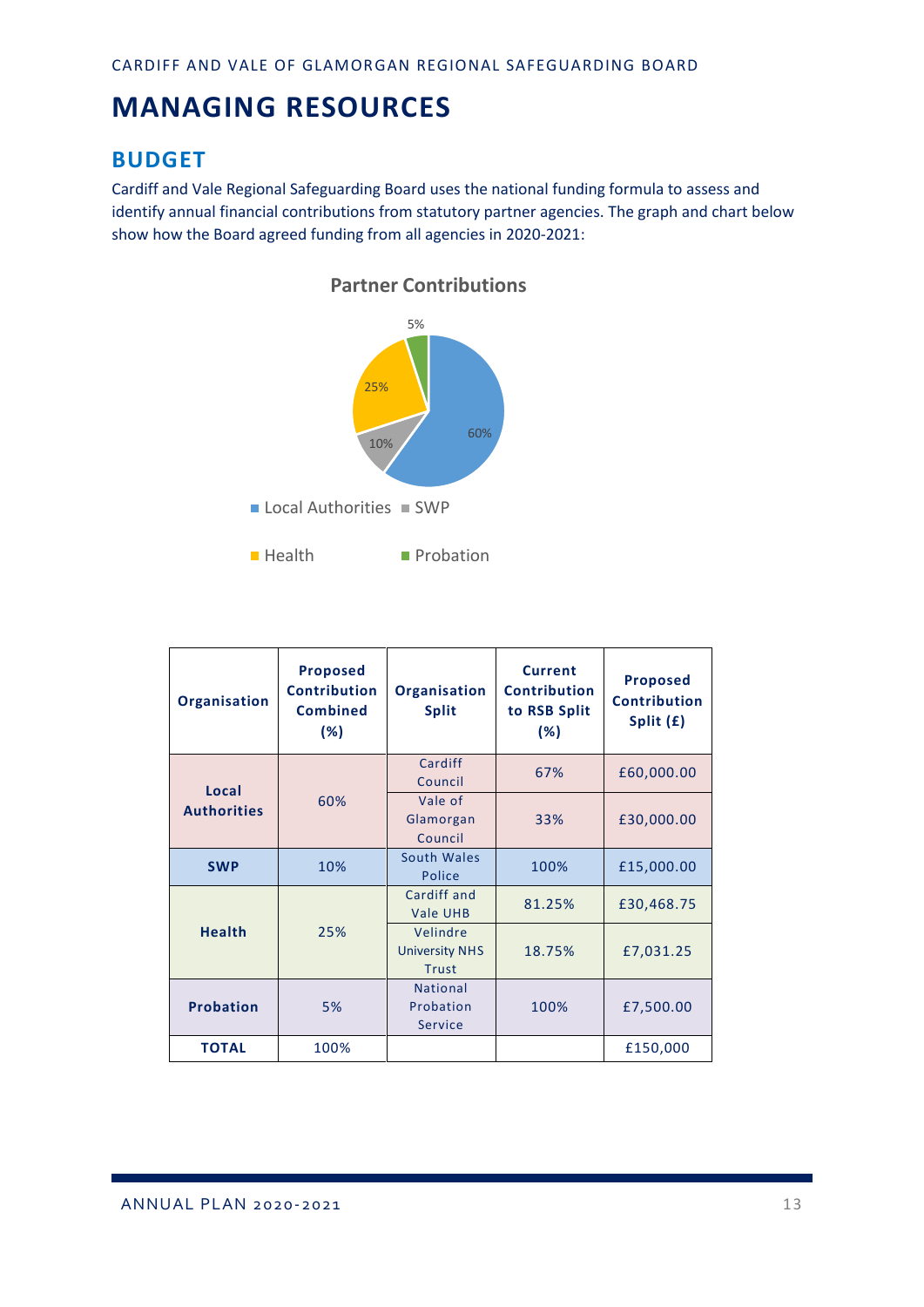# MANAGING RESOURCES

## BUDGET

Cardiff and Vale Regional Safeguarding Board uses the national funding formula to assess and identify annual financial contributions from statutory partner agencies. The graph and chart below show how the Board agreed funding from all agencies in 2020-2021:

Partner Contributions

5%

25%

10%

60%

Local Authorities
SWP
Health
Probation

| Organisation | Proposed Contribution Combined (%) | Organisation Split | Current Contribution to RSB Split (%) | Proposed Contribution Split (£) |
|---|---|---|---|---|
| Local Authorities | 60% | Cardiff Council | 67% | £60,000.00 |
| | | Vale of Glamorgan Council | 33% | £30,000.00 |
| SWP | 10% | South Wales Police | 100% | £15,000.00 |
| Health | 25% | Cardiff and Vale UHB | 81.25% | £30,468.75 |
| | | Velindre University NHS Trust | 18.75% | £7,031.25 |
| Probation | 5% | National Probation Service | 100% | £7,500.00 |
| TOTAL | 100% | | | £150,000 |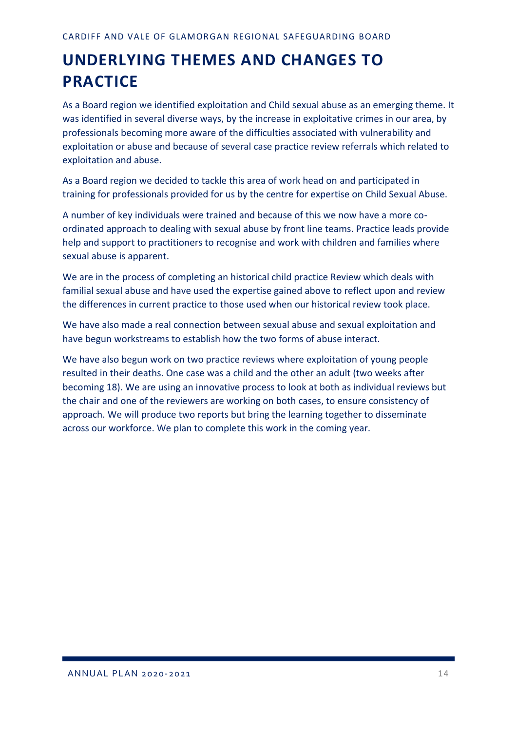# UNDERLYING THEMES AND CHANGES TO PRACTICE

As a Board region we identified exploitation and Child sexual abuse as an emerging theme. It was identified in several diverse ways, by the increase in exploitative crimes in our area, by professionals becoming more aware of the difficulties associated with vulnerability and exploitation or abuse and because of several case practice review referrals which related to exploitation and abuse.

As a Board region we decided to tackle this area of work head on and participated in training for professionals provided for us by the centre for expertise on Child Sexual Abuse.

A number of key individuals were trained and because of this we now have a more co-ordinated approach to dealing with sexual abuse by front line teams. Practice leads provide help and support to practitioners to recognise and work with children and families where sexual abuse is apparent.

We are in the process of completing an historical child practice Review which deals with familial sexual abuse and have used the expertise gained above to reflect upon and review the differences in current practice to those used when our historical review took place.

We have also made a real connection between sexual abuse and sexual exploitation and have begun workstreams to establish how the two forms of abuse interact.

We have also begun work on two practice reviews where exploitation of young people resulted in their deaths. One case was a child and the other an adult (two weeks after becoming 18). We are using an innovative process to look at both as individual reviews but the chair and one of the reviewers are working on both cases, to ensure consistency of approach. We will produce two reports but bring the learning together to disseminate across our workforce. We plan to complete this work in the coming year.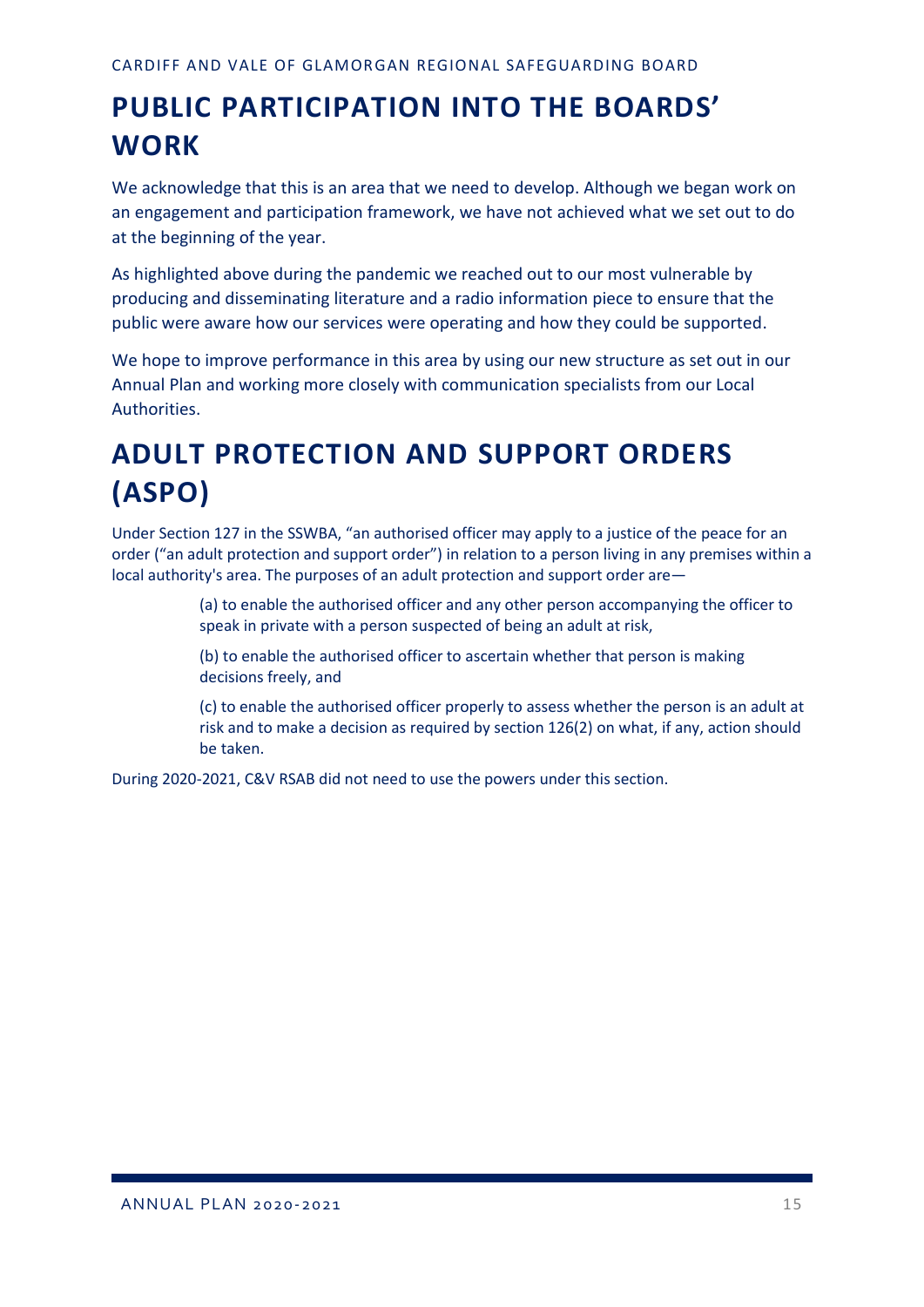# PUBLIC PARTICIPATION INTO THE BOARDS' WORK

We acknowledge that this is an area that we need to develop. Although we began work on an engagement and participation framework, we have not achieved what we set out to do at the beginning of the year.

As highlighted above during the pandemic we reached out to our most vulnerable by producing and disseminating literature and a radio information piece to ensure that the public were aware how our services were operating and how they could be supported.

We hope to improve performance in this area by using our new structure as set out in our Annual Plan and working more closely with communication specialists from our Local Authorities.

# ADULT PROTECTION AND SUPPORT ORDERS (ASPO)

Under Section 127 in the SSWBA, "an authorised officer may apply to a justice of the peace for an order ("an adult protection and support order") in relation to a person living in any premises within a local authority's area. The purposes of an adult protection and support order are—

> (a) to enable the authorised officer and any other person accompanying the officer to speak in private with a person suspected of being an adult at risk,
>
> (b) to enable the authorised officer to ascertain whether that person is making decisions freely, and
>
> (c) to enable the authorised officer properly to assess whether the person is an adult at risk and to make a decision as required by section 126(2) on what, if any, action should be taken.

During 2020-2021, C&V RSAB did not need to use the powers under this section.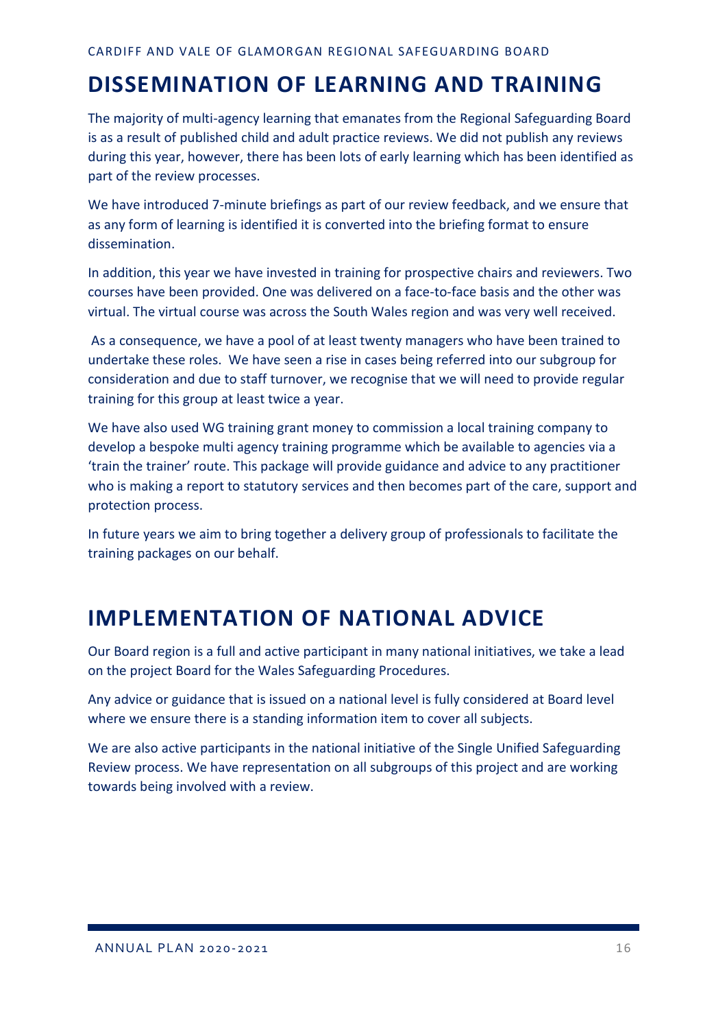# DISSEMINATION OF LEARNING AND TRAINING

The majority of multi-agency learning that emanates from the Regional Safeguarding Board is as a result of published child and adult practice reviews. We did not publish any reviews during this year, however, there has been lots of early learning which has been identified as part of the review processes.

We have introduced 7-minute briefings as part of our review feedback, and we ensure that as any form of learning is identified it is converted into the briefing format to ensure dissemination.

In addition, this year we have invested in training for prospective chairs and reviewers. Two courses have been provided. One was delivered on a face-to-face basis and the other was virtual. The virtual course was across the South Wales region and was very well received.

As a consequence, we have a pool of at least twenty managers who have been trained to undertake these roles. We have seen a rise in cases being referred into our subgroup for consideration and due to staff turnover, we recognise that we will need to provide regular training for this group at least twice a year.

We have also used WG training grant money to commission a local training company to develop a bespoke multi agency training programme which be available to agencies via a 'train the trainer' route. This package will provide guidance and advice to any practitioner who is making a report to statutory services and then becomes part of the care, support and protection process.

In future years we aim to bring together a delivery group of professionals to facilitate the training packages on our behalf.

# IMPLEMENTATION OF NATIONAL ADVICE

Our Board region is a full and active participant in many national initiatives, we take a lead on the project Board for the Wales Safeguarding Procedures.

Any advice or guidance that is issued on a national level is fully considered at Board level where we ensure there is a standing information item to cover all subjects.

We are also active participants in the national initiative of the Single Unified Safeguarding Review process. We have representation on all subgroups of this project and are working towards being involved with a review.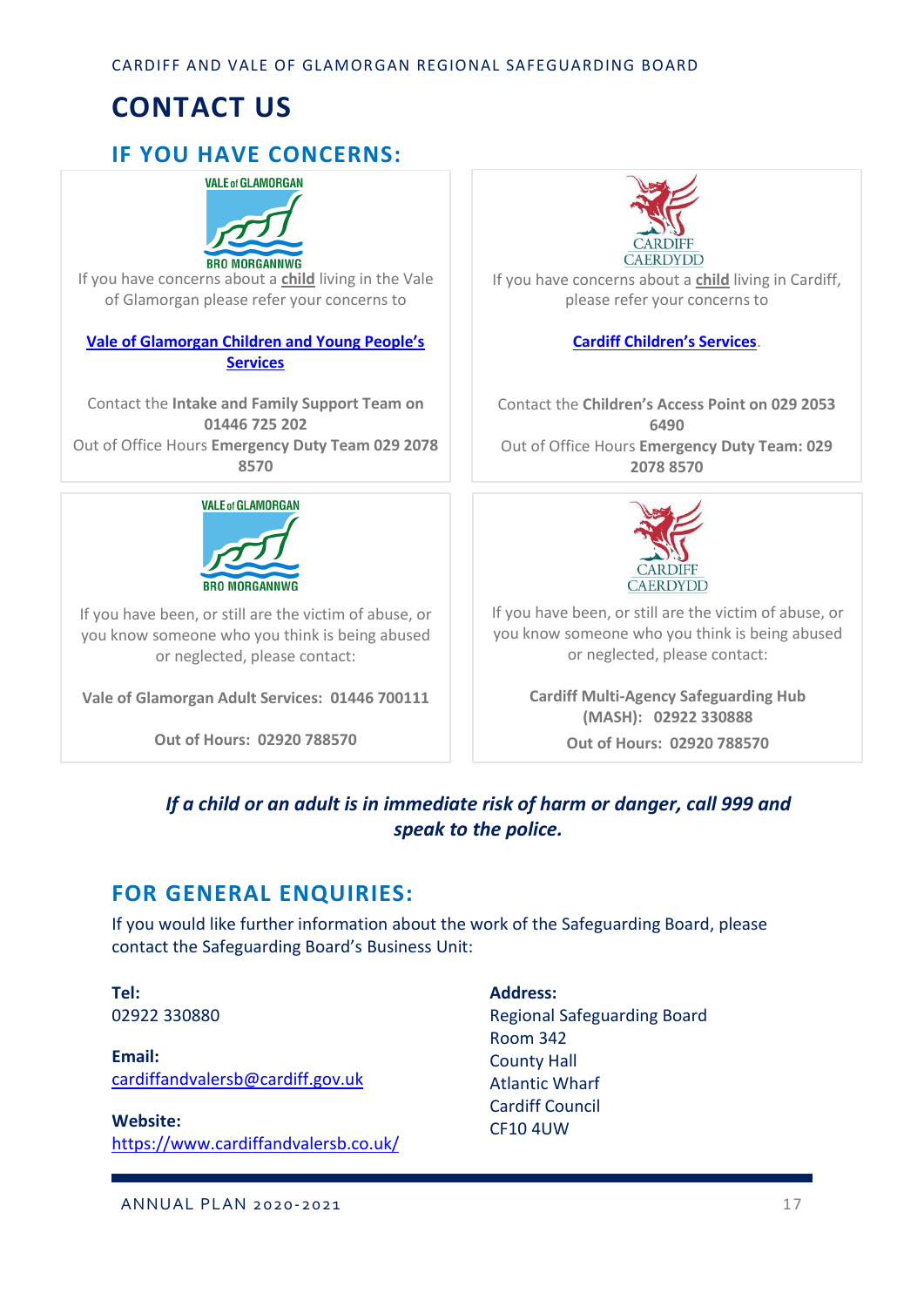CARDIFF AND VALE OF GLAMORGAN REGIONAL SAFEGUARDING BOARD

# CONTACT US

## IF YOU HAVE CONCERNS:

VALE of GLAMORGAN BRO MORGANNWG

If you have concerns about a **child** living in the Vale of Glamorgan please refer your concerns to

**Vale of Glamorgan Children and Young People's Services**

Contact the **Intake and Family Support Team on 01446 725 202**

Out of Office Hours **Emergency Duty Team 029 2078 8570**

CARDIFF CAERDYDD

If you have concerns about a **child** living in Cardiff, please refer your concerns to

**Cardiff Children's Services**.

Contact the **Children's Access Point on 029 2053 6490**

Out of Office Hours **Emergency Duty Team: 029 2078 8570**

VALE of GLAMORGAN BRO MORGANNWG

If you have been, or still are the victim of abuse, or you know someone who you think is being abused or neglected, please contact:

**Vale of Glamorgan Adult Services: 01446 700111**

**Out of Hours: 02920 788570**

CARDIFF CAERDYDD

If you have been, or still are the victim of abuse, or you know someone who you think is being abused or neglected, please contact:

**Cardiff Multi-Agency Safeguarding Hub (MASH): 02922 330888**

**Out of Hours: 02920 788570**

***If a child or an adult is in immediate risk of harm or danger, call 999 and speak to the police.***

## FOR GENERAL ENQUIRIES:

If you would like further information about the work of the Safeguarding Board, please contact the Safeguarding Board's Business Unit:

**Tel:**
02922 330880

**Email:**
cardiffandvalersb@cardiff.gov.uk

**Website:**
https://www.cardiffandvalersb.co.uk/

**Address:**
Regional Safeguarding Board
Room 342
County Hall
Atlantic Wharf
Cardiff Council
CF10 4UW